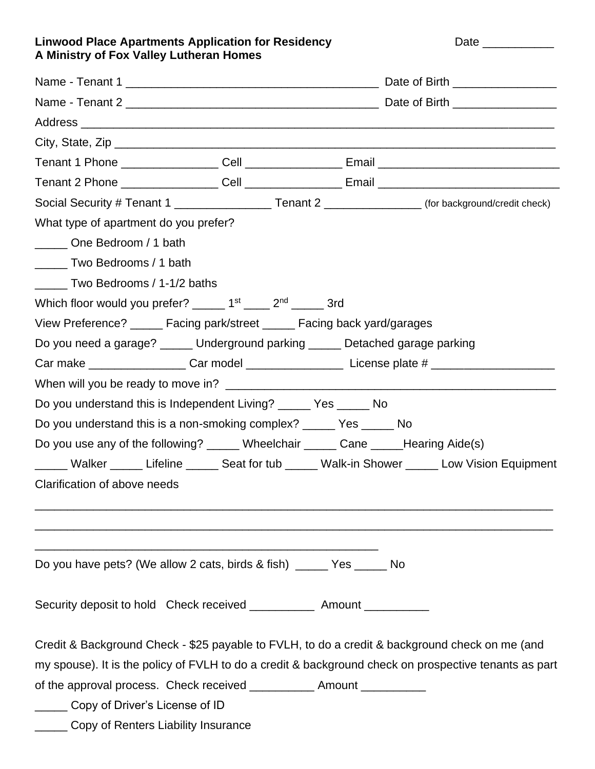**Linwood Place Apartments Application for Residency**
**A Ministry of Fox Valley Lutheran Homes**

Date ___________

Name - Tenant 1 _______________________________________ Date of Birth ________________

Name - Tenant 2 _______________________________________ Date of Birth ________________

Address ___________________________________________________________________________

City, State, Zip _______________________________________________________________________

Tenant 1 Phone _______________ Cell _______________ Email ____________________________

Tenant 2 Phone _______________ Cell _______________ Email ____________________________

Social Security # Tenant 1 _______________ Tenant 2 _______________ (for background/credit check)

What type of apartment do you prefer?

_____ One Bedroom / 1 bath

_____ Two Bedrooms / 1 bath

_____ Two Bedrooms / 1-1/2 baths

Which floor would you prefer? _____ 1st ____ 2nd _____ 3rd

View Preference? _____ Facing park/street _____ Facing back yard/garages

Do you need a garage? _____ Underground parking _____ Detached garage parking

Car make _______________ Car model _______________ License plate # ___________________

When will you be ready to move in? ____________________________________________________

Do you understand this is Independent Living? _____ Yes _____ No

Do you understand this is a non-smoking complex? _____ Yes _____ No

Do you use any of the following? _____ Wheelchair _____ Cane _____Hearing Aide(s)

_____ Walker _____ Lifeline _____ Seat for tub _____ Walk-in Shower _____ Low Vision Equipment

Clarification of above needs

_________________________________________________________________________________

_________________________________________________________________________________

_____________________________________________________

Do you have pets? (We allow 2 cats, birds & fish) _____ Yes _____ No

Security deposit to hold Check received __________ Amount __________

Credit & Background Check - $25 payable to FVLH, to do a credit & background check on me (and my spouse). It is the policy of FVLH to do a credit & background check on prospective tenants as part of the approval process. Check received __________ Amount __________

_____ Copy of Driver's License of ID

_____ Copy of Renters Liability Insurance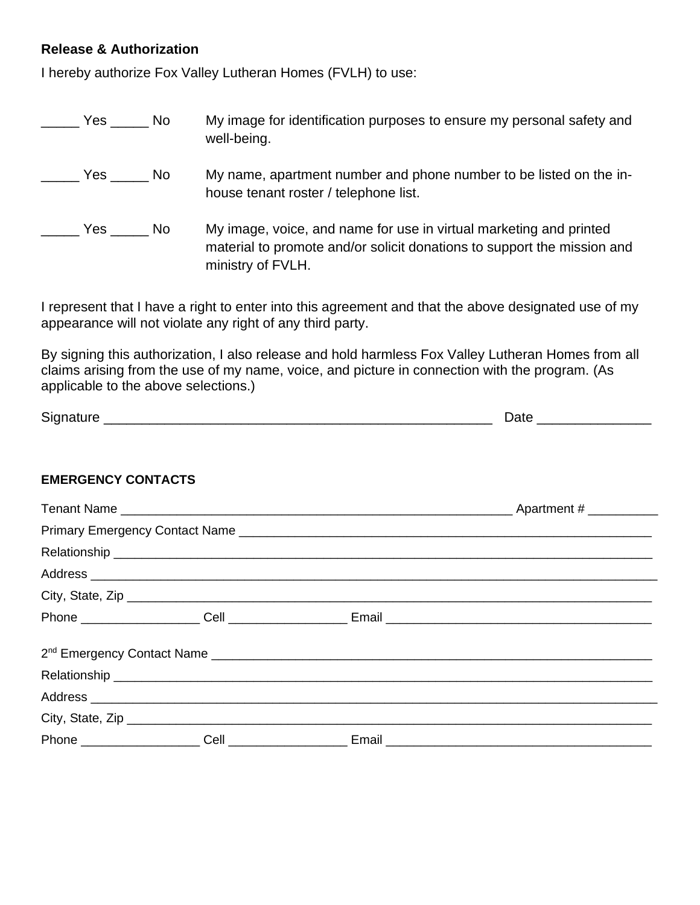**Release & Authorization**

I hereby authorize Fox Valley Lutheran Homes (FVLH) to use:

_____ Yes _____ No My image for identification purposes to ensure my personal safety and well-being.

_____ Yes _____ No My name, apartment number and phone number to be listed on the in-house tenant roster / telephone list.

_____ Yes _____ No My image, voice, and name for use in virtual marketing and printed material to promote and/or solicit donations to support the mission and ministry of FVLH.

I represent that I have a right to enter into this agreement and that the above designated use of my appearance will not violate any right of any third party.

By signing this authorization, I also release and hold harmless Fox Valley Lutheran Homes from all claims arising from the use of my name, voice, and picture in connection with the program. (As applicable to the above selections.)

Signature ____________________________________________________ Date _______________

**EMERGENCY CONTACTS**

Tenant Name ____________________________________________________ Apartment # __________

Primary Emergency Contact Name ____________________________________________________

Relationship ____________________________________________________

Address ____________________________________________________

City, State, Zip ____________________________________________________

Phone _________________ Cell _________________ Email ______________________________________

2nd Emergency Contact Name ____________________________________________________

Relationship ____________________________________________________

Address ____________________________________________________

City, State, Zip ____________________________________________________

Phone _________________ Cell _________________ Email ______________________________________